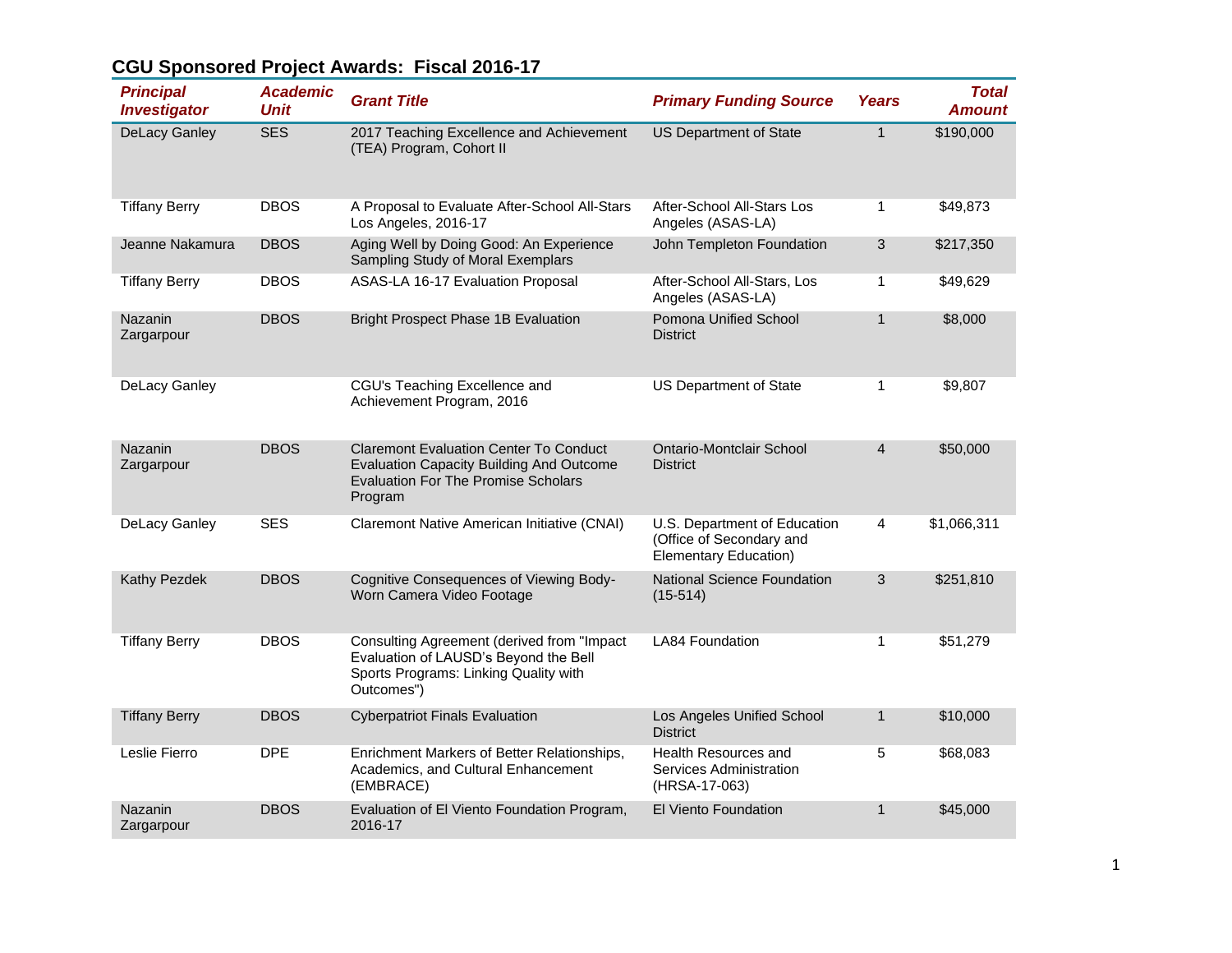## CGU Sponsored Project Awards: Fiscal 2016-17

| Principal Investigator | Academic Unit | Grant Title | Primary Funding Source | Years | Total Amount |
|---|---|---|---|---|---|
| DeLacy Ganley | SES | 2017 Teaching Excellence and Achievement (TEA) Program, Cohort II | US Department of State | 1 | $190,000 |
| Tiffany Berry | DBOS | A Proposal to Evaluate After-School All-Stars Los Angeles, 2016-17 | After-School All-Stars Los Angeles (ASAS-LA) | 1 | $49,873 |
| Jeanne Nakamura | DBOS | Aging Well by Doing Good: An Experience Sampling Study of Moral Exemplars | John Templeton Foundation | 3 | $217,350 |
| Tiffany Berry | DBOS | ASAS-LA 16-17 Evaluation Proposal | After-School All-Stars, Los Angeles (ASAS-LA) | 1 | $49,629 |
| Nazanin Zargarpour | DBOS | Bright Prospect Phase 1B Evaluation | Pomona Unified School District | 1 | $8,000 |
| DeLacy Ganley | | CGU's Teaching Excellence and Achievement Program, 2016 | US Department of State | 1 | $9,807 |
| Nazanin Zargarpour | DBOS | Claremont Evaluation Center To Conduct Evaluation Capacity Building And Outcome Evaluation For The Promise Scholars Program | Ontario-Montclair School District | 4 | $50,000 |
| DeLacy Ganley | SES | Claremont Native American Initiative (CNAI) | U.S. Department of Education (Office of Secondary and Elementary Education) | 4 | $1,066,311 |
| Kathy Pezdek | DBOS | Cognitive Consequences of Viewing Body-Worn Camera Video Footage | National Science Foundation (15-514) | 3 | $251,810 |
| Tiffany Berry | DBOS | Consulting Agreement (derived from "Impact Evaluation of LAUSD's Beyond the Bell Sports Programs: Linking Quality with Outcomes") | LA84 Foundation | 1 | $51,279 |
| Tiffany Berry | DBOS | Cyberpatriot Finals Evaluation | Los Angeles Unified School District | 1 | $10,000 |
| Leslie Fierro | DPE | Enrichment Markers of Better Relationships, Academics, and Cultural Enhancement (EMBRACE) | Health Resources and Services Administration (HRSA-17-063) | 5 | $68,083 |
| Nazanin Zargarpour | DBOS | Evaluation of El Viento Foundation Program, 2016-17 | El Viento Foundation | 1 | $45,000 |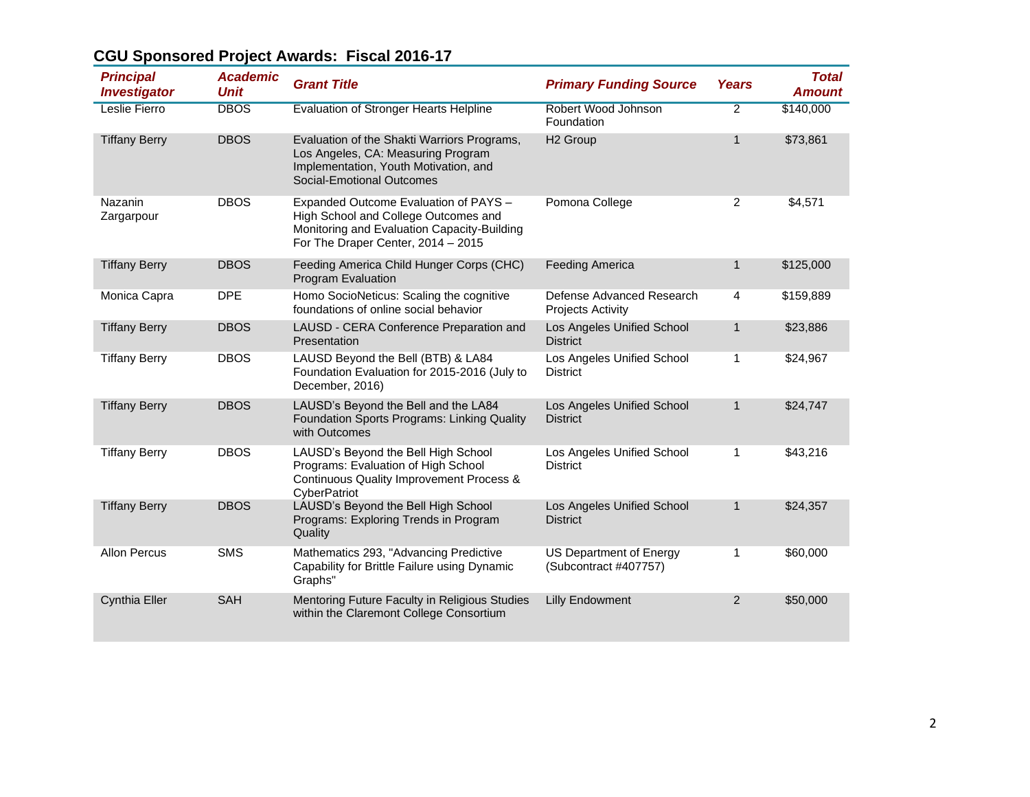## CGU Sponsored Project Awards: Fiscal 2016-17

| Principal Investigator | Academic Unit | Grant Title | Primary Funding Source | Years | Total Amount |
|---|---|---|---|---|---|
| Leslie Fierro | DBOS | Evaluation of Stronger Hearts Helpline | Robert Wood Johnson Foundation | 2 | $140,000 |
| Tiffany Berry | DBOS | Evaluation of the Shakti Warriors Programs, Los Angeles, CA: Measuring Program Implementation, Youth Motivation, and Social-Emotional Outcomes | H2 Group | 1 | $73,861 |
| Nazanin Zargarpour | DBOS | Expanded Outcome Evaluation of PAYS – High School and College Outcomes and Monitoring and Evaluation Capacity-Building For The Draper Center, 2014 – 2015 | Pomona College | 2 | $4,571 |
| Tiffany Berry | DBOS | Feeding America Child Hunger Corps (CHC) Program Evaluation | Feeding America | 1 | $125,000 |
| Monica Capra | DPE | Homo SocioNeticus: Scaling the cognitive foundations of online social behavior | Defense Advanced Research Projects Activity | 4 | $159,889 |
| Tiffany Berry | DBOS | LAUSD - CERA Conference Preparation and Presentation | Los Angeles Unified School District | 1 | $23,886 |
| Tiffany Berry | DBOS | LAUSD Beyond the Bell (BTB) & LA84 Foundation Evaluation for 2015-2016 (July to December, 2016) | Los Angeles Unified School District | 1 | $24,967 |
| Tiffany Berry | DBOS | LAUSD's Beyond the Bell and the LA84 Foundation Sports Programs: Linking Quality with Outcomes | Los Angeles Unified School District | 1 | $24,747 |
| Tiffany Berry | DBOS | LAUSD's Beyond the Bell High School Programs: Evaluation of High School Continuous Quality Improvement Process & CyberPatriot | Los Angeles Unified School District | 1 | $43,216 |
| Tiffany Berry | DBOS | LAUSD's Beyond the Bell High School Programs: Exploring Trends in Program Quality | Los Angeles Unified School District | 1 | $24,357 |
| Allon Percus | SMS | Mathematics 293, "Advancing Predictive Capability for Brittle Failure using Dynamic Graphs" | US Department of Energy (Subcontract #407757) | 1 | $60,000 |
| Cynthia Eller | SAH | Mentoring Future Faculty in Religious Studies within the Claremont College Consortium | Lilly Endowment | 2 | $50,000 |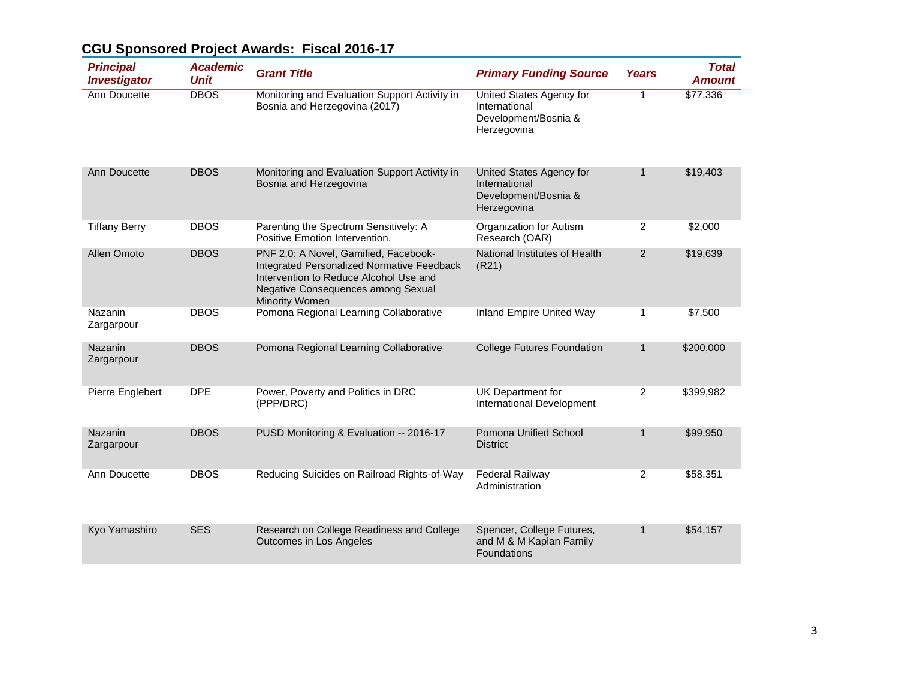## CGU Sponsored Project Awards: Fiscal 2016-17

| *Principal Investigator* | *Academic Unit* | *Grant Title* | *Primary Funding Source* | *Years* | *Total Amount* |
|---|---|---|---|---|---|
| Ann Doucette | DBOS | Monitoring and Evaluation Support Activity in Bosnia and Herzegovina (2017) | United States Agency for International Development/Bosnia & Herzegovina | 1 | $77,336 |
| Ann Doucette | DBOS | Monitoring and Evaluation Support Activity in Bosnia and Herzegovina | United States Agency for International Development/Bosnia & Herzegovina | 1 | $19,403 |
| Tiffany Berry | DBOS | Parenting the Spectrum Sensitively: A Positive Emotion Intervention. | Organization for Autism Research (OAR) | 2 | $2,000 |
| Allen Omoto | DBOS | PNF 2.0: A Novel, Gamified, Facebook-Integrated Personalized Normative Feedback Intervention to Reduce Alcohol Use and Negative Consequences among Sexual Minority Women | National Institutes of Health (R21) | 2 | $19,639 |
| Nazanin Zargarpour | DBOS | Pomona Regional Learning Collaborative | Inland Empire United Way | 1 | $7,500 |
| Nazanin Zargarpour | DBOS | Pomona Regional Learning Collaborative | College Futures Foundation | 1 | $200,000 |
| Pierre Englebert | DPE | Power, Poverty and Politics in DRC (PPP/DRC) | UK Department for International Development | 2 | $399,982 |
| Nazanin Zargarpour | DBOS | PUSD Monitoring & Evaluation -- 2016-17 | Pomona Unified School District | 1 | $99,950 |
| Ann Doucette | DBOS | Reducing Suicides on Railroad Rights-of-Way | Federal Railway Administration | 2 | $58,351 |
| Kyo Yamashiro | SES | Research on College Readiness and College Outcomes in Los Angeles | Spencer, College Futures, and M & M Kaplan Family Foundations | 1 | $54,157 |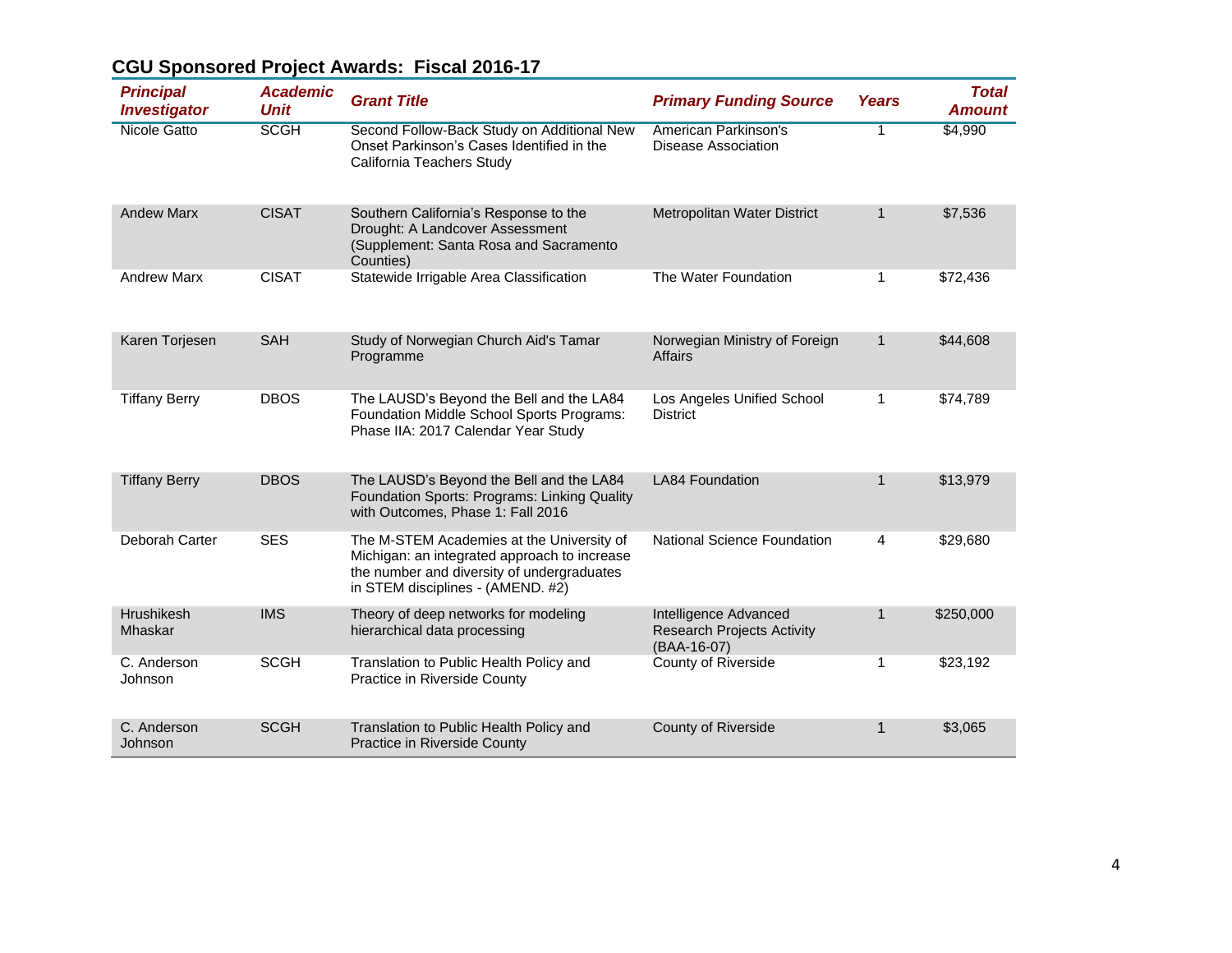## CGU Sponsored Project Awards: Fiscal 2016-17

| Principal Investigator | Academic Unit | Grant Title | Primary Funding Source | Years | Total Amount |
|---|---|---|---|---|---|
| Nicole Gatto | SCGH | Second Follow-Back Study on Additional New Onset Parkinson's Cases Identified in the California Teachers Study | American Parkinson's Disease Association | 1 | $4,990 |
| Andew Marx | CISAT | Southern California's Response to the Drought: A Landcover Assessment (Supplement: Santa Rosa and Sacramento Counties) | Metropolitan Water District | 1 | $7,536 |
| Andrew Marx | CISAT | Statewide Irrigable Area Classification | The Water Foundation | 1 | $72,436 |
| Karen Torjesen | SAH | Study of Norwegian Church Aid's Tamar Programme | Norwegian Ministry of Foreign Affairs | 1 | $44,608 |
| Tiffany Berry | DBOS | The LAUSD's Beyond the Bell and the LA84 Foundation Middle School Sports Programs: Phase IIA: 2017 Calendar Year Study | Los Angeles Unified School District | 1 | $74,789 |
| Tiffany Berry | DBOS | The LAUSD's Beyond the Bell and the LA84 Foundation Sports: Programs: Linking Quality with Outcomes, Phase 1: Fall 2016 | LA84 Foundation | 1 | $13,979 |
| Deborah Carter | SES | The M-STEM Academies at the University of Michigan: an integrated approach to increase the number and diversity of undergraduates in STEM disciplines - (AMEND. #2) | National Science Foundation | 4 | $29,680 |
| Hrushikesh Mhaskar | IMS | Theory of deep networks for modeling hierarchical data processing | Intelligence Advanced Research Projects Activity (BAA-16-07) | 1 | $250,000 |
| C. Anderson Johnson | SCGH | Translation to Public Health Policy and Practice in Riverside County | County of Riverside | 1 | $23,192 |
| C. Anderson Johnson | SCGH | Translation to Public Health Policy and Practice in Riverside County | County of Riverside | 1 | $3,065 |